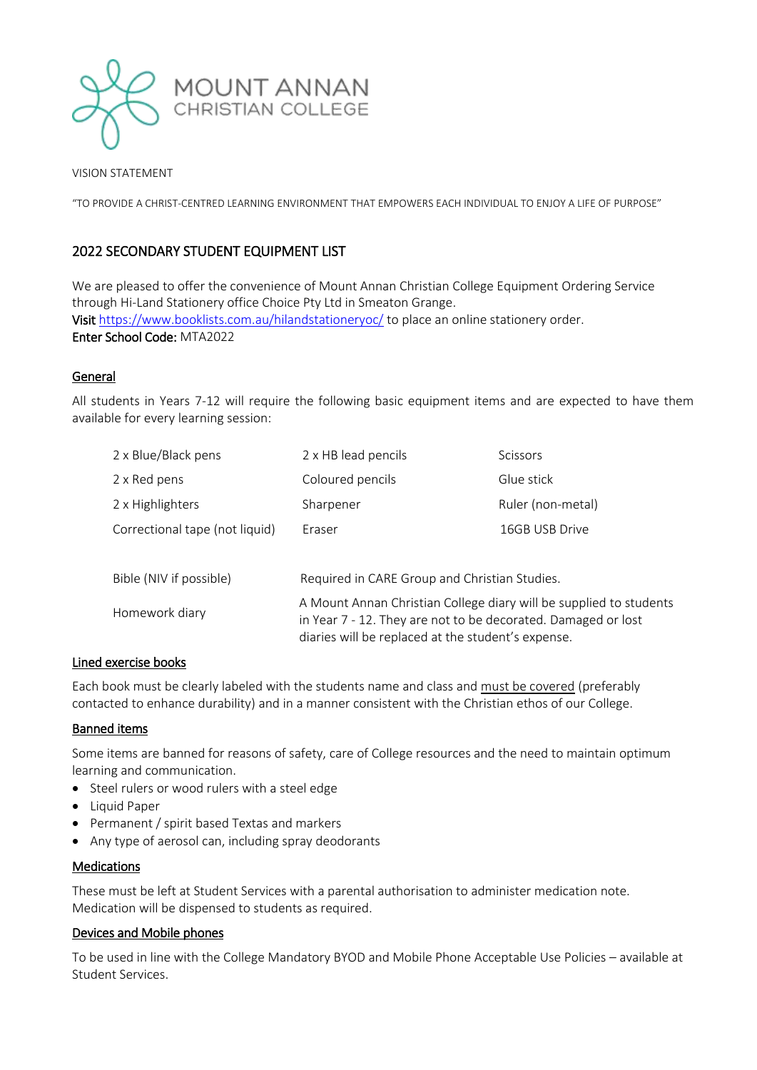MOUNT ANNAN
CHRISTIAN COLLEGE

VISION STATEMENT

"TO PROVIDE A CHRIST-CENTRED LEARNING ENVIRONMENT THAT EMPOWERS EACH INDIVIDUAL TO ENJOY A LIFE OF PURPOSE"

## 2022 SECONDARY STUDENT EQUIPMENT LIST

We are pleased to offer the convenience of Mount Annan Christian College Equipment Ordering Service through Hi-Land Stationery office Choice Pty Ltd in Smeaton Grange.
**Visit** https://www.booklists.com.au/hilandstationeryoc/ to place an online stationery order.
**Enter School Code:** MTA2022

### General

All students in Years 7-12 will require the following basic equipment items and are expected to have them available for every learning session:

| | | |
|---|---|---|
| 2 x Blue/Black pens | 2 x HB lead pencils | Scissors |
| 2 x Red pens | Coloured pencils | Glue stick |
| 2 x Highlighters | Sharpener | Ruler (non-metal) |
| Correctional tape (not liquid) | Eraser | 16GB USB Drive |

| | |
|---|---|
| Bible (NIV if possible) | Required in CARE Group and Christian Studies. |
| Homework diary | A Mount Annan Christian College diary will be supplied to students in Year 7 - 12. They are not to be decorated. Damaged or lost diaries will be replaced at the student's expense. |

### Lined exercise books

Each book must be clearly labeled with the students name and class and must be covered (preferably contacted to enhance durability) and in a manner consistent with the Christian ethos of our College.

### Banned items

Some items are banned for reasons of safety, care of College resources and the need to maintain optimum learning and communication.

- Steel rulers or wood rulers with a steel edge
- Liquid Paper
- Permanent / spirit based Textas and markers
- Any type of aerosol can, including spray deodorants

### Medications

These must be left at Student Services with a parental authorisation to administer medication note. Medication will be dispensed to students as required.

### Devices and Mobile phones

To be used in line with the College Mandatory BYOD and Mobile Phone Acceptable Use Policies – available at Student Services.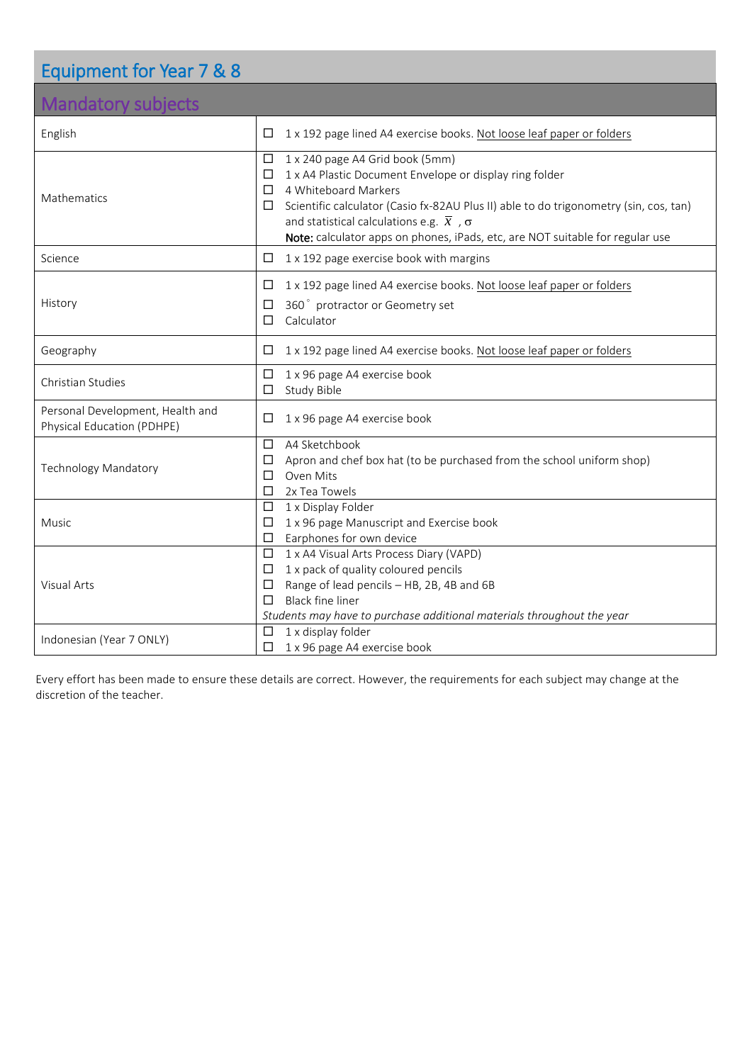# Equipment for Year 7 & 8

## Mandatory subjects

| Subject | Equipment |
| --- | --- |
| English | ☐ 1 x 192 page lined A4 exercise books. Not loose leaf paper or folders |
| Mathematics | ☐ 1 x 240 page A4 Grid book (5mm)<br>☐ 1 x A4 Plastic Document Envelope or display ring folder<br>☐ 4 Whiteboard Markers<br>☐ Scientific calculator (Casio fx-82AU Plus II) able to do trigonometry (sin, cos, tan) and statistical calculations e.g. $\overline{x}$ , $\sigma$<br>**Note:** calculator apps on phones, iPads, etc, are NOT suitable for regular use |
| Science | ☐ 1 x 192 page exercise book with margins |
| History | ☐ 1 x 192 page lined A4 exercise books. Not loose leaf paper or folders<br>☐ 360° protractor or Geometry set<br>☐ Calculator |
| Geography | ☐ 1 x 192 page lined A4 exercise books. Not loose leaf paper or folders |
| Christian Studies | ☐ 1 x 96 page A4 exercise book<br>☐ Study Bible |
| Personal Development, Health and Physical Education (PDHPE) | ☐ 1 x 96 page A4 exercise book |
| Technology Mandatory | ☐ A4 Sketchbook<br>☐ Apron and chef box hat (to be purchased from the school uniform shop)<br>☐ Oven Mits<br>☐ 2x Tea Towels |
| Music | ☐ 1 x Display Folder<br>☐ 1 x 96 page Manuscript and Exercise book<br>☐ Earphones for own device |
| Visual Arts | ☐ 1 x A4 Visual Arts Process Diary (VAPD)<br>☐ 1 x pack of quality coloured pencils<br>☐ Range of lead pencils – HB, 2B, 4B and 6B<br>☐ Black fine liner<br>*Students may have to purchase additional materials throughout the year* |
| Indonesian (Year 7 ONLY) | ☐ 1 x display folder<br>☐ 1 x 96 page A4 exercise book |

Every effort has been made to ensure these details are correct. However, the requirements for each subject may change at the discretion of the teacher.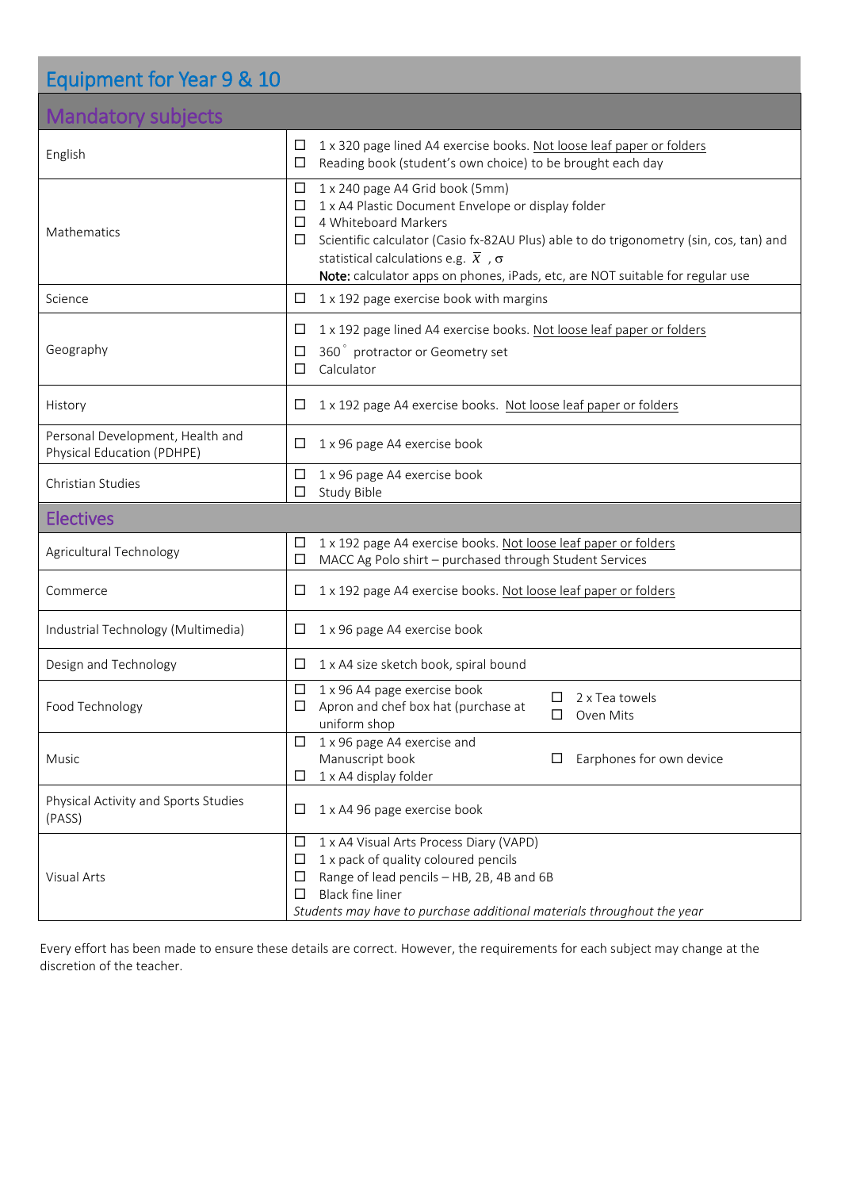## Equipment for Year 9 & 10

| Mandatory subjects | |
|---|---|
| English | ☐ 1 x 320 page lined A4 exercise books. Not loose leaf paper or folders<br>☐ Reading book (student's own choice) to be brought each day |
| Mathematics | ☐ 1 x 240 page A4 Grid book (5mm)<br>☐ 1 x A4 Plastic Document Envelope or display folder<br>☐ 4 Whiteboard Markers<br>☐ Scientific calculator (Casio fx-82AU Plus) able to do trigonometry (sin, cos, tan) and statistical calculations e.g. $\overline{x}$ , $\sigma$<br>**Note:** calculator apps on phones, iPads, etc, are NOT suitable for regular use |
| Science | ☐ 1 x 192 page exercise book with margins |
| Geography | ☐ 1 x 192 page lined A4 exercise books. Not loose leaf paper or folders<br>☐ 360° protractor or Geometry set<br>☐ Calculator |
| History | ☐ 1 x 192 page A4 exercise books. Not loose leaf paper or folders |
| Personal Development, Health and Physical Education (PDHPE) | ☐ 1 x 96 page A4 exercise book |
| Christian Studies | ☐ 1 x 96 page A4 exercise book<br>☐ Study Bible |
| **Electives** | |
| Agricultural Technology | ☐ 1 x 192 page A4 exercise books. Not loose leaf paper or folders<br>☐ MACC Ag Polo shirt – purchased through Student Services |
| Commerce | ☐ 1 x 192 page A4 exercise books. Not loose leaf paper or folders |
| Industrial Technology (Multimedia) | ☐ 1 x 96 page A4 exercise book |
| Design and Technology | ☐ 1 x A4 size sketch book, spiral bound |
| Food Technology | ☐ 1 x 96 A4 page exercise book<br>☐ Apron and chef box hat (purchase at uniform shop<br>☐ 2 x Tea towels<br>☐ Oven Mits |
| Music | ☐ 1 x 96 page A4 exercise and Manuscript book<br>☐ 1 x A4 display folder<br>☐ Earphones for own device |
| Physical Activity and Sports Studies (PASS) | ☐ 1 x A4 96 page exercise book |
| Visual Arts | ☐ 1 x A4 Visual Arts Process Diary (VAPD)<br>☐ 1 x pack of quality coloured pencils<br>☐ Range of lead pencils – HB, 2B, 4B and 6B<br>☐ Black fine liner<br>*Students may have to purchase additional materials throughout the year* |

Every effort has been made to ensure these details are correct. However, the requirements for each subject may change at the discretion of the teacher.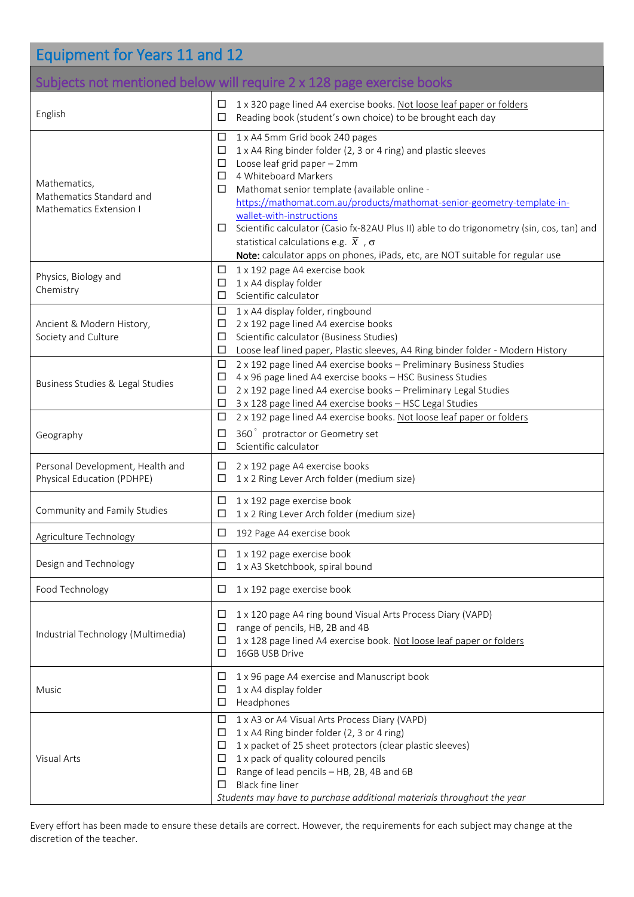## Equipment for Years 11 and 12

| Subjects not mentioned below will require 2 x 128 page exercise books | |
|---|---|
| English | ☐ 1 x 320 page lined A4 exercise books. Not loose leaf paper or folders<br>☐ Reading book (student's own choice) to be brought each day |
| Mathematics, Mathematics Standard and Mathematics Extension I | ☐ 1 x A4 5mm Grid book 240 pages<br>☐ 1 x A4 Ring binder folder (2, 3 or 4 ring) and plastic sleeves<br>☐ Loose leaf grid paper – 2mm<br>☐ 4 Whiteboard Markers<br>☐ Mathomat senior template (available online - https://mathomat.com.au/products/mathomat-senior-geometry-template-in-wallet-with-instructions<br>☐ Scientific calculator (Casio fx-82AU Plus II) able to do trigonometry (sin, cos, tan) and statistical calculations e.g. $\overline{x}$ , $\sigma$<br>**Note:** calculator apps on phones, iPads, etc, are NOT suitable for regular use |
| Physics, Biology and Chemistry | ☐ 1 x 192 page A4 exercise book<br>☐ 1 x A4 display folder<br>☐ Scientific calculator |
| Ancient & Modern History, Society and Culture | ☐ 1 x A4 display folder, ringbound<br>☐ 2 x 192 page lined A4 exercise books<br>☐ Scientific calculator (Business Studies)<br>☐ Loose leaf lined paper, Plastic sleeves, A4 Ring binder folder - Modern History |
| Business Studies & Legal Studies | ☐ 2 x 192 page lined A4 exercise books – Preliminary Business Studies<br>☐ 4 x 96 page lined A4 exercise books – HSC Business Studies<br>☐ 2 x 192 page lined A4 exercise books – Preliminary Legal Studies<br>☐ 3 x 128 page lined A4 exercise books – HSC Legal Studies |
| Geography | ☐ 2 x 192 page lined A4 exercise books. Not loose leaf paper or folders<br>☐ 360° protractor or Geometry set<br>☐ Scientific calculator |
| Personal Development, Health and Physical Education (PDHPE) | ☐ 2 x 192 page A4 exercise books<br>☐ 1 x 2 Ring Lever Arch folder (medium size) |
| Community and Family Studies | ☐ 1 x 192 page exercise book<br>☐ 1 x 2 Ring Lever Arch folder (medium size) |
| Agriculture Technology | ☐ 192 Page A4 exercise book |
| Design and Technology | ☐ 1 x 192 page exercise book<br>☐ 1 x A3 Sketchbook, spiral bound |
| Food Technology | ☐ 1 x 192 page exercise book |
| Industrial Technology (Multimedia) | ☐ 1 x 120 page A4 ring bound Visual Arts Process Diary (VAPD)<br>☐ range of pencils, HB, 2B and 4B<br>☐ 1 x 128 page lined A4 exercise book. Not loose leaf paper or folders<br>☐ 16GB USB Drive |
| Music | ☐ 1 x 96 page A4 exercise and Manuscript book<br>☐ 1 x A4 display folder<br>☐ Headphones |
| Visual Arts | ☐ 1 x A3 or A4 Visual Arts Process Diary (VAPD)<br>☐ 1 x A4 Ring binder folder (2, 3 or 4 ring)<br>☐ 1 x packet of 25 sheet protectors (clear plastic sleeves)<br>☐ 1 x pack of quality coloured pencils<br>☐ Range of lead pencils – HB, 2B, 4B and 6B<br>☐ Black fine liner<br>*Students may have to purchase additional materials throughout the year* |

Every effort has been made to ensure these details are correct. However, the requirements for each subject may change at the discretion of the teacher.